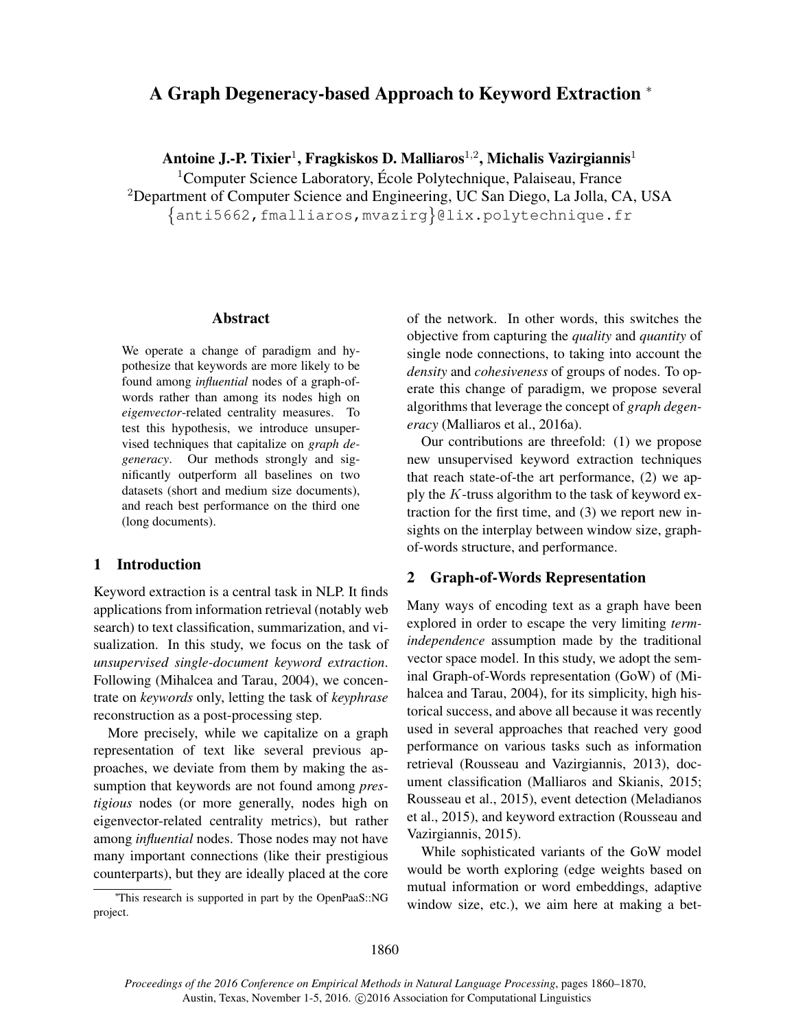# A Graph Degeneracy-based Approach to Keyword Extraction *

**Antoine J.-P. Tixier**[1], **Fragkiskos D. Malliaros**[1,2], **Michalis Vazirgiannis**[1]

[1]Computer Science Laboratory, École Polytechnique, Palaiseau, France

[2]Department of Computer Science and Engineering, UC San Diego, La Jolla, CA, USA

{anti5662,fmalliaros,mvazirg}@lix.polytechnique.fr

## Abstract

We operate a change of paradigm and hypothesize that keywords are more likely to be found among *influential* nodes of a graph-of-words rather than among its nodes high on *eigenvector*-related centrality measures. To test this hypothesis, we introduce unsupervised techniques that capitalize on *graph degeneracy*. Our methods strongly and significantly outperform all baselines on two datasets (short and medium size documents), and reach best performance on the third one (long documents).

## 1 Introduction

Keyword extraction is a central task in NLP. It finds applications from information retrieval (notably web search) to text classification, summarization, and visualization. In this study, we focus on the task of *unsupervised single-document keyword extraction*. Following (Mihalcea and Tarau, 2004), we concentrate on *keywords* only, letting the task of *keyphrase* reconstruction as a post-processing step.

More precisely, while we capitalize on a graph representation of text like several previous approaches, we deviate from them by making the assumption that keywords are not found among *prestigious* nodes (or more generally, nodes high on eigenvector-related centrality metrics), but rather among *influential* nodes. Those nodes may not have many important connections (like their prestigious counterparts), but they are ideally placed at the core of the network. In other words, this switches the objective from capturing the *quality* and *quantity* of single node connections, to taking into account the *density* and *cohesiveness* of groups of nodes. To operate this change of paradigm, we propose several algorithms that leverage the concept of *graph degeneracy* (Malliaros et al., 2016a).

Our contributions are threefold: (1) we propose new unsupervised keyword extraction techniques that reach state-of-the art performance, (2) we apply the $K$-truss algorithm to the task of keyword extraction for the first time, and (3) we report new insights on the interplay between window size, graph-of-words structure, and performance.

## 2 Graph-of-Words Representation

Many ways of encoding text as a graph have been explored in order to escape the very limiting *term-independence* assumption made by the traditional vector space model. In this study, we adopt the seminal Graph-of-Words representation (GoW) of (Mihalcea and Tarau, 2004), for its simplicity, high historical success, and above all because it was recently used in several approaches that reached very good performance on various tasks such as information retrieval (Rousseau and Vazirgiannis, 2013), document classification (Malliaros and Skianis, 2015; Rousseau et al., 2015), event detection (Meladianos et al., 2015), and keyword extraction (Rousseau and Vazirgiannis, 2015).

While sophisticated variants of the GoW model would be worth exploring (edge weights based on mutual information or word embeddings, adaptive window size, etc.), we aim here at making a bet-

*This research is supported in part by the OpenPaaS::NG project.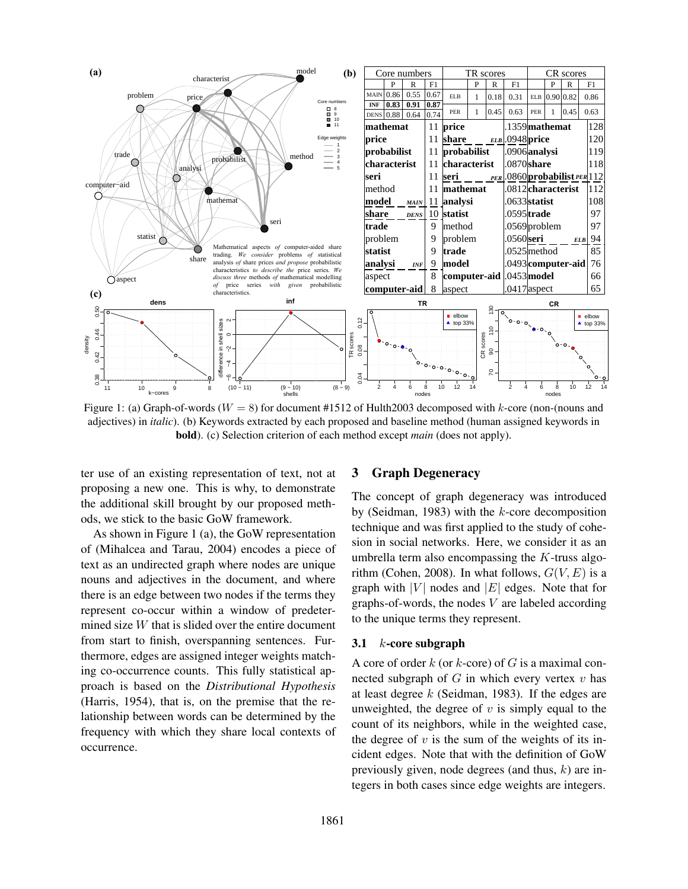**(b)**

| Core numbers | P | R | F1 | TR scores | P | R | F1 | CR scores | P | R | F1 |
|---|---|---|---|---|---|---|---|---|---|---|---|
| MAIN | 0.86 | 0.55 | 0.67 | ELB | 1 | 0.18 | 0.31 | ELB | 0.90 | 0.82 | 0.86 |
| **INF** | **0.83** | **0.91** | **0.87** | PER | 1 | 0.45 | 0.63 | PER | 1 | 0.45 | 0.63 |
| DENS | 0.88 | 0.64 | 0.74 | | | | | | | | |

| Core numbers | | TR scores | | CR scores | |
|---|---|---|---|---|---|
| **mathemat** | 11 | **price** | .1359 | **mathemat** | 128 |
| **price** | 11 | **share** *ELB* | .0948 | **price** | 120 |
| **probabilist** | 11 | **probabilist** | .0906 | **analysi** | 119 |
| **characterist** | 11 | **characterist** | .0870 | **share** | 118 |
| **seri** | 11 | **seri** *PER* | .0860 | **probabilist** *PER* | 112 |
| method | 11 | **mathemat** | .0812 | **characterist** | 112 |
| **model** *MAIN* | 11 | **analysi** | .0633 | **statist** | 108 |
| **share** *DENS* | 10 | **statist** | .0595 | **trade** | 97 |
| **trade** | 9 | method | .0569 | problem | 97 |
| problem | 9 | problem | .0560 | **seri** *ELB* | 94 |
| **statist** | 9 | **trade** | .0525 | method | 85 |
| **analysi** *INF* | 9 | **model** | .0493 | **computer-aid** | 76 |
| aspect | 8 | **computer-aid** | .0453 | **model** | 66 |
| **computer-aid** | 8 | aspect | .0417 | aspect | 65 |

Figure 1: (a) Graph-of-words ($W = 8$) for document #1512 of Hulth2003 decomposed with $k$-core (non-(nouns and adjectives) in *italic*). (b) Keywords extracted by each proposed and baseline method (human assigned keywords in **bold**). (c) Selection criterion of each method except *main* (does not apply).

ter use of an existing representation of text, not at proposing a new one. This is why, to demonstrate the additional skill brought by our proposed methods, we stick to the basic GoW framework.

As shown in Figure 1 (a), the GoW representation of (Mihalcea and Tarau, 2004) encodes a piece of text as an undirected graph where nodes are unique nouns and adjectives in the document, and where there is an edge between two nodes if the terms they represent co-occur within a window of predetermined size $W$ that is slided over the entire document from start to finish, overspanning sentences. Furthermore, edges are assigned integer weights matching co-occurrence counts. This fully statistical approach is based on the *Distributional Hypothesis* (Harris, 1954), that is, on the premise that the relationship between words can be determined by the frequency with which they share local contexts of occurrence.

## 3 Graph Degeneracy

The concept of graph degeneracy was introduced by (Seidman, 1983) with the $k$-core decomposition technique and was first applied to the study of cohesion in social networks. Here, we consider it as an umbrella term also encompassing the $K$-truss algorithm (Cohen, 2008). In what follows, $G(V, E)$ is a graph with $|V|$ nodes and $|E|$ edges. Note that for graphs-of-words, the nodes $V$ are labeled according to the unique terms they represent.

### 3.1 $k$-core subgraph

A core of order $k$ (or $k$-core) of $G$ is a maximal connected subgraph of $G$ in which every vertex $v$ has at least degree $k$ (Seidman, 1983). If the edges are unweighted, the degree of $v$ is simply equal to the count of its neighbors, while in the weighted case, the degree of $v$ is the sum of the weights of its incident edges. Note that with the definition of GoW previously given, node degrees (and thus, $k$) are integers in both cases since edge weights are integers.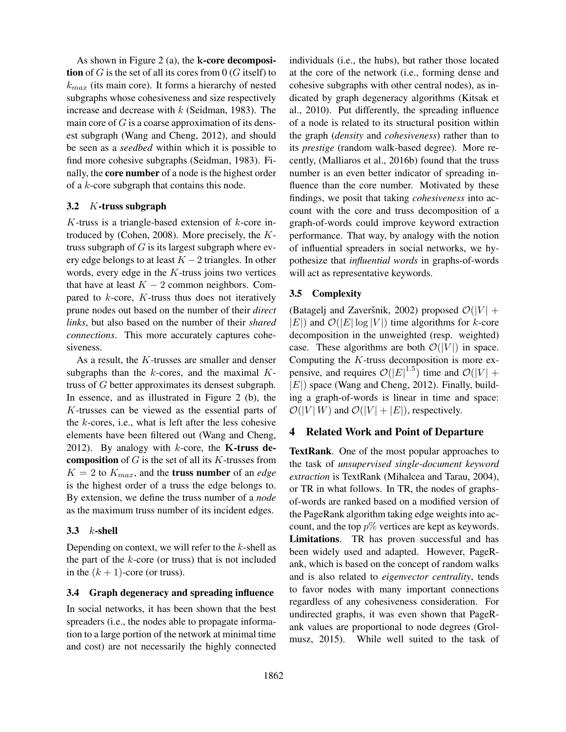As shown in Figure 2 (a), the **k-core decomposition** of $G$ is the set of all its cores from 0 ($G$ itself) to $k_{max}$ (its main core). It forms a hierarchy of nested subgraphs whose cohesiveness and size respectively increase and decrease with $k$ (Seidman, 1983). The main core of $G$ is a coarse approximation of its densest subgraph (Wang and Cheng, 2012), and should be seen as a *seedbed* within which it is possible to find more cohesive subgraphs (Seidman, 1983). Finally, the **core number** of a node is the highest order of a $k$-core subgraph that contains this node.

### 3.2 $K$-truss subgraph

$K$-truss is a triangle-based extension of $k$-core introduced by (Cohen, 2008). More precisely, the $K$-truss subgraph of $G$ is its largest subgraph where every edge belongs to at least $K-2$ triangles. In other words, every edge in the $K$-truss joins two vertices that have at least $K-2$ common neighbors. Compared to $k$-core, $K$-truss thus does not iteratively prune nodes out based on the number of their *direct links*, but also based on the number of their *shared connections*. This more accurately captures cohesiveness.

As a result, the $K$-trusses are smaller and denser subgraphs than the $k$-cores, and the maximal $K$-truss of $G$ better approximates its densest subgraph. In essence, and as illustrated in Figure 2 (b), the $K$-trusses can be viewed as the essential parts of the $k$-cores, i.e., what is left after the less cohesive elements have been filtered out (Wang and Cheng, 2012). By analogy with $k$-core, the **K-truss decomposition** of $G$ is the set of all its $K$-trusses from $K = 2$ to $K_{max}$, and the **truss number** of an *edge* is the highest order of a truss the edge belongs to. By extension, we define the truss number of a *node* as the maximum truss number of its incident edges.

### 3.3 $k$-shell

Depending on context, we will refer to the $k$-shell as the part of the $k$-core (or truss) that is not included in the $(k+1)$-core (or truss).

### 3.4 Graph degeneracy and spreading influence

In social networks, it has been shown that the best spreaders (i.e., the nodes able to propagate information to a large portion of the network at minimal time and cost) are not necessarily the highly connected individuals (i.e., the hubs), but rather those located at the core of the network (i.e., forming dense and cohesive subgraphs with other central nodes), as indicated by graph degeneracy algorithms (Kitsak et al., 2010). Put differently, the spreading influence of a node is related to its structural position within the graph (*density* and *cohesiveness*) rather than to its *prestige* (random walk-based degree). More recently, (Malliaros et al., 2016b) found that the truss number is an even better indicator of spreading influence than the core number. Motivated by these findings, we posit that taking *cohesiveness* into account with the core and truss decomposition of a graph-of-words could improve keyword extraction performance. That way, by analogy with the notion of influential spreaders in social networks, we hypothesize that *influential words* in graphs-of-words will act as representative keywords.

### 3.5 Complexity

(Batagelj and Zaveršnik, 2002) proposed $\mathcal{O}(|V| + |E|)$ and $\mathcal{O}(|E|\log|V|)$ time algorithms for $k$-core decomposition in the unweighted (resp. weighted) case. These algorithms are both $\mathcal{O}(|V|)$ in space. Computing the $K$-truss decomposition is more expensive, and requires $\mathcal{O}(|E|^{1.5})$ time and $\mathcal{O}(|V| + |E|)$ space (Wang and Cheng, 2012). Finally, building a graph-of-words is linear in time and space: $\mathcal{O}(|V|W)$ and $\mathcal{O}(|V| + |E|)$, respectively.

## 4 Related Work and Point of Departure

**TextRank**. One of the most popular approaches to the task of *unsupervised single-document keyword extraction* is TextRank (Mihalcea and Tarau, 2004), or TR in what follows. In TR, the nodes of graphs-of-words are ranked based on a modified version of the PageRank algorithm taking edge weights into account, and the top $p\%$ vertices are kept as keywords.
**Limitations**. TR has proven successful and has been widely used and adapted. However, PageRank, which is based on the concept of random walks and is also related to *eigenvector centrality*, tends to favor nodes with many important connections regardless of any cohesiveness consideration. For undirected graphs, it was even shown that PageRank values are proportional to node degrees (Grolmusz, 2015). While well suited to the task of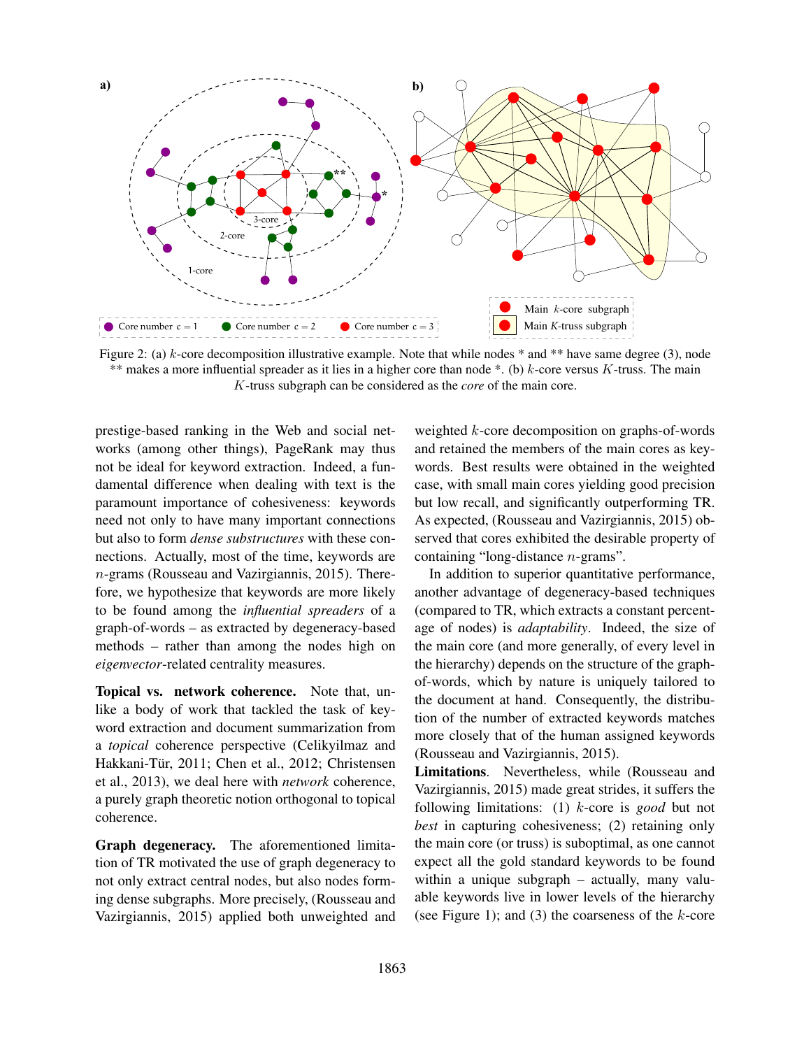Figure 2: (a) $k$-core decomposition illustrative example. Note that while nodes * and ** have same degree (3), node ** makes a more influential spreader as it lies in a higher core than node *. (b) $k$-core versus $K$-truss. The main $K$-truss subgraph can be considered as the *core* of the main core.

prestige-based ranking in the Web and social networks (among other things), PageRank may thus not be ideal for keyword extraction. Indeed, a fundamental difference when dealing with text is the paramount importance of cohesiveness: keywords need not only to have many important connections but also to form *dense substructures* with these connections. Actually, most of the time, keywords are $n$-grams (Rousseau and Vazirgiannis, 2015). Therefore, we hypothesize that keywords are more likely to be found among the *influential spreaders* of a graph-of-words – as extracted by degeneracy-based methods – rather than among the nodes high on *eigenvector*-related centrality measures.

**Topical vs. network coherence.** Note that, unlike a body of work that tackled the task of keyword extraction and document summarization from a *topical* coherence perspective (Celikyilmaz and Hakkani-Tür, 2011; Chen et al., 2012; Christensen et al., 2013), we deal here with *network* coherence, a purely graph theoretic notion orthogonal to topical coherence.

**Graph degeneracy.** The aforementioned limitation of TR motivated the use of graph degeneracy to not only extract central nodes, but also nodes forming dense subgraphs. More precisely, (Rousseau and Vazirgiannis, 2015) applied both unweighted and weighted $k$-core decomposition on graphs-of-words and retained the members of the main cores as keywords. Best results were obtained in the weighted case, with small main cores yielding good precision but low recall, and significantly outperforming TR. As expected, (Rousseau and Vazirgiannis, 2015) observed that cores exhibited the desirable property of containing "long-distance $n$-grams".

In addition to superior quantitative performance, another advantage of degeneracy-based techniques (compared to TR, which extracts a constant percentage of nodes) is *adaptability*. Indeed, the size of the main core (and more generally, of every level in the hierarchy) depends on the structure of the graph-of-words, which by nature is uniquely tailored to the document at hand. Consequently, the distribution of the number of extracted keywords matches more closely that of the human assigned keywords (Rousseau and Vazirgiannis, 2015).

**Limitations**. Nevertheless, while (Rousseau and Vazirgiannis, 2015) made great strides, it suffers the following limitations: (1) $k$-core is *good* but not *best* in capturing cohesiveness; (2) retaining only the main core (or truss) is suboptimal, as one cannot expect all the gold standard keywords to be found within a unique subgraph – actually, many valuable keywords live in lower levels of the hierarchy (see Figure 1); and (3) the coarseness of the $k$-core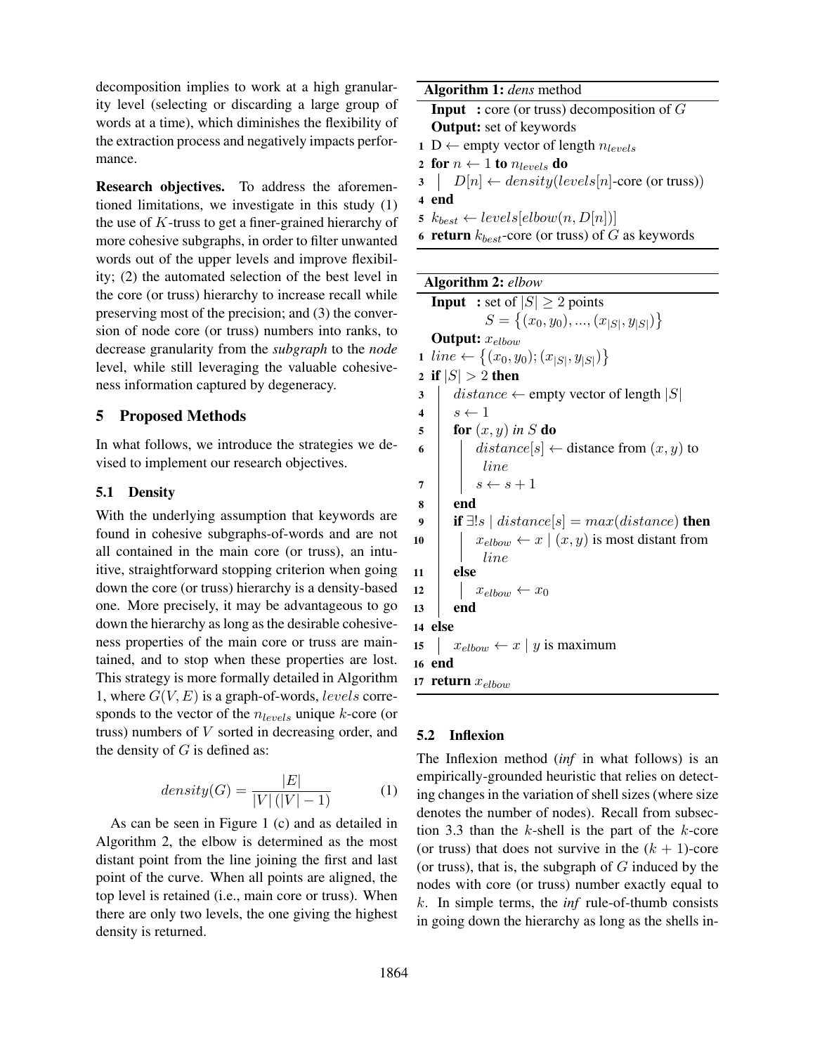decomposition implies to work at a high granularity level (selecting or discarding a large group of words at a time), which diminishes the flexibility of the extraction process and negatively impacts performance.

**Research objectives.** To address the aforementioned limitations, we investigate in this study (1) the use of $K$-truss to get a finer-grained hierarchy of more cohesive subgraphs, in order to filter unwanted words out of the upper levels and improve flexibility; (2) the automated selection of the best level in the core (or truss) hierarchy to increase recall while preserving most of the precision; and (3) the conversion of node core (or truss) numbers into ranks, to decrease granularity from the ***subgraph*** to the *node* level, while still leveraging the valuable cohesiveness information captured by degeneracy.

## 5 Proposed Methods

In what follows, we introduce the strategies we devised to implement our research objectives.

### 5.1 Density

With the underlying assumption that keywords are found in cohesive subgraphs-of-words and are not all contained in the main core (or truss), an intuitive, straightforward stopping criterion when going down the core (or truss) hierarchy is a density-based one. More precisely, it may be advantageous to go down the hierarchy as long as the desirable cohesiveness properties of the main core or truss are maintained, and to stop when these properties are lost. This strategy is more formally detailed in Algorithm 1, where $G(V, E)$ is a graph-of-words, $levels$ corresponds to the vector of the $n_{levels}$ unique $k$-core (or truss) numbers of $V$ sorted in decreasing order, and the density of $G$ is defined as:

$$density(G) = \frac{|E|}{|V|\,(|V|-1)} \tag{1}$$

As can be seen in Figure 1 (c) and as detailed in Algorithm 2, the elbow is determined as the most distant point from the line joining the first and last point of the curve. When all points are aligned, the top level is retained (i.e., main core or truss). When there are only two levels, the one giving the highest density is returned.

**Algorithm 1:** *dens* method

**Input :** core (or truss) decomposition of $G$
**Output:** set of keywords

```
1  D ← empty vector of length n_levels
2  for n ← 1 to n_levels do
3  |   D[n] ← density(levels[n]-core (or truss))
4  end
5  k_best ← levels[elbow(n, D[n])]
6  return k_best-core (or truss) of G as keywords
```

**Algorithm 2:** *elbow*

**Input :** set of $|S| \geq 2$ points $S = \{(x_0, y_0), ..., (x_{|S|}, y_{|S|})\}$
**Output:** $x_{elbow}$

```
1  line ← {(x_0, y_0); (x_|S|, y_|S|)}
2  if |S| > 2 then
3  |   distance ← empty vector of length |S|
4  |   s ← 1
5  |   for (x, y) in S do
6  |   |   distance[s] ← distance from (x, y) to line
7  |   |   s ← s + 1
8  |   end
9  |   if ∃!s | distance[s] = max(distance) then
10 |   |   x_elbow ← x | (x, y) is most distant from line
11 |   else
12 |   |   x_elbow ← x_0
13 |   end
14 else
15 |   x_elbow ← x | y is maximum
16 end
17 return x_elbow
```

### 5.2 Inflexion

The Inflexion method (*inf* in what follows) is an empirically-grounded heuristic that relies on detecting changes in the variation of shell sizes (where size denotes the number of nodes). Recall from subsection 3.3 than the $k$-shell is the part of the $k$-core (or truss) that does not survive in the $(k+1)$-core (or truss), that is, the subgraph of $G$ induced by the nodes with core (or truss) number exactly equal to $k$. In simple terms, the *inf* rule-of-thumb consists in going down the hierarchy as long as the shells in-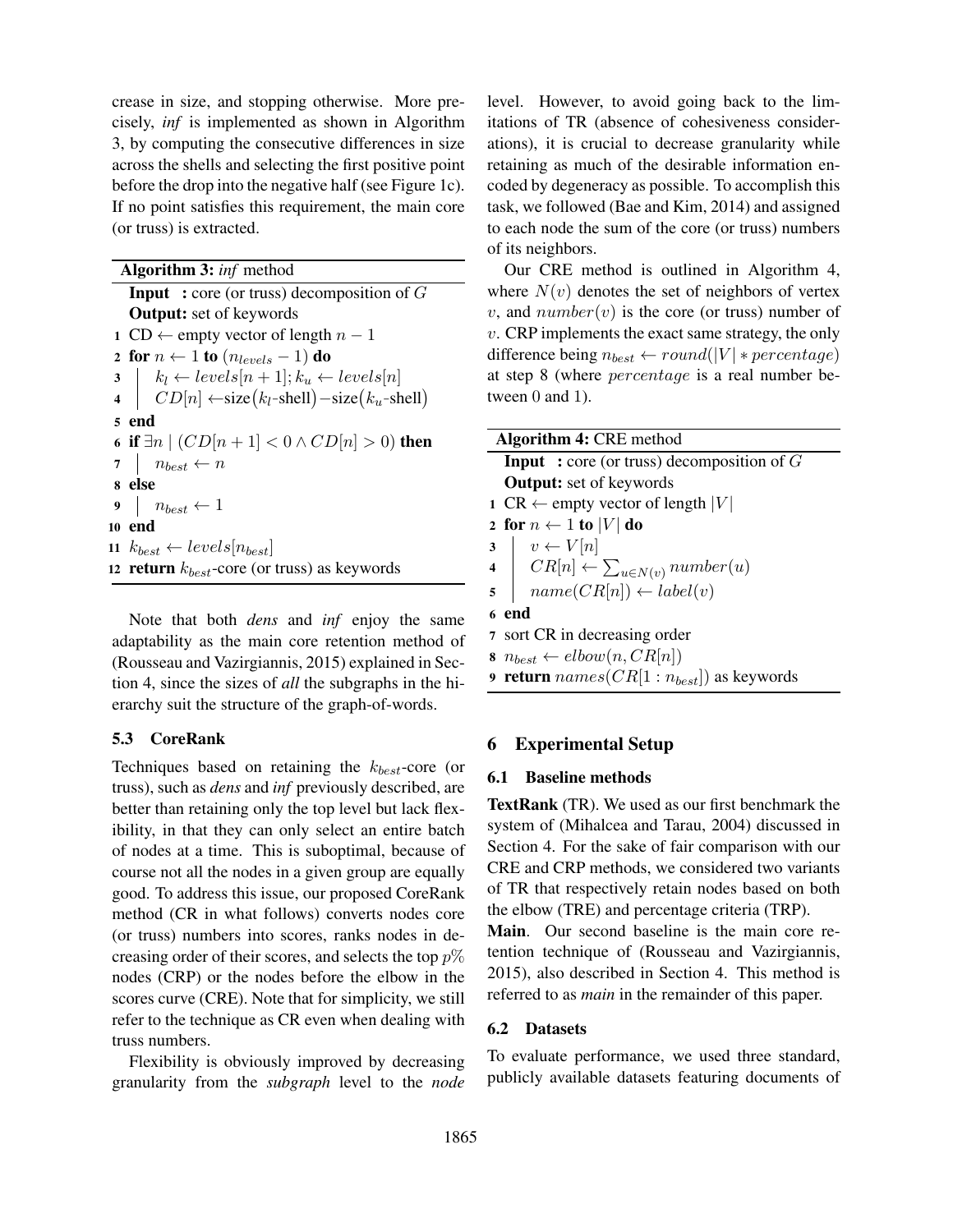crease in size, and stopping otherwise. More precisely, *inf* is implemented as shown in Algorithm 3, by computing the consecutive differences in size across the shells and selecting the first positive point before the drop into the negative half (see Figure 1c). If no point satisfies this requirement, the main core (or truss) is extracted.

**Algorithm 3:** *inf* method

```
Input  : core (or truss) decomposition of G
Output: set of keywords
1  CD ← empty vector of length n − 1
2  for n ← 1 to (n_levels − 1) do
3  |  k_l ← levels[n + 1]; k_u ← levels[n]
4  |  CD[n] ← size(k_l-shell) − size(k_u-shell)
5  end
6  if ∃n | (CD[n + 1] < 0 ∧ CD[n] > 0) then
7  |  n_best ← n
8  else
9  |  n_best ← 1
10 end
11 k_best ← levels[n_best]
12 return k_best-core (or truss) as keywords
```

Note that both *dens* and *inf* enjoy the same adaptability as the main core retention method of (Rousseau and Vazirgiannis, 2015) explained in Section 4, since the sizes of *all* the subgraphs in the hierarchy suit the structure of the graph-of-words.

### 5.3 CoreRank

Techniques based on retaining the $k_{best}$-core (or truss), such as *dens* and *inf* previously described, are better than retaining only the top level but lack flexibility, in that they can only select an entire batch of nodes at a time. This is suboptimal, because of course not all the nodes in a given group are equally good. To address this issue, our proposed CoreRank method (CR in what follows) converts nodes core (or truss) numbers into scores, ranks nodes in decreasing order of their scores, and selects the top $p$% nodes (CRP) or the nodes before the elbow in the scores curve (CRE). Note that for simplicity, we still refer to the technique as CR even when dealing with truss numbers.

Flexibility is obviously improved by decreasing granularity from the *subgraph* level to the *node* level. However, to avoid going back to the limitations of TR (absence of cohesiveness considerations), it is crucial to decrease granularity while retaining as much of the desirable information encoded by degeneracy as possible. To accomplish this task, we followed (Bae and Kim, 2014) and assigned to each node the sum of the core (or truss) numbers of its neighbors.

Our CRE method is outlined in Algorithm 4, where $N(v)$ denotes the set of neighbors of vertex $v$, and $number(v)$ is the core (or truss) number of $v$. CRP implements the exact same strategy, the only difference being $n_{best} \leftarrow round(|V| * percentage)$ at step 8 (where $percentage$ is a real number between 0 and 1).

**Algorithm 4:** CRE method

```
Input  : core (or truss) decomposition of G
Output: set of keywords
1  CR ← empty vector of length |V|
2  for n ← 1 to |V| do
3  |  v ← V[n]
4  |  CR[n] ← Σ_{u∈N(v)} number(u)
5  |  name(CR[n]) ← label(v)
6  end
7  sort CR in decreasing order
8  n_best ← elbow(n, CR[n])
9  return names(CR[1 : n_best]) as keywords
```

## 6 Experimental Setup

### 6.1 Baseline methods

**TextRank** (TR). We used as our first benchmark the system of (Mihalcea and Tarau, 2004) discussed in Section 4. For the sake of fair comparison with our CRE and CRP methods, we considered two variants of TR that respectively retain nodes based on both the elbow (TRE) and percentage criteria (TRP).

**Main**. Our second baseline is the main core retention technique of (Rousseau and Vazirgiannis, 2015), also described in Section 4. This method is referred to as *main* in the remainder of this paper.

### 6.2 Datasets

To evaluate performance, we used three standard, publicly available datasets featuring documents of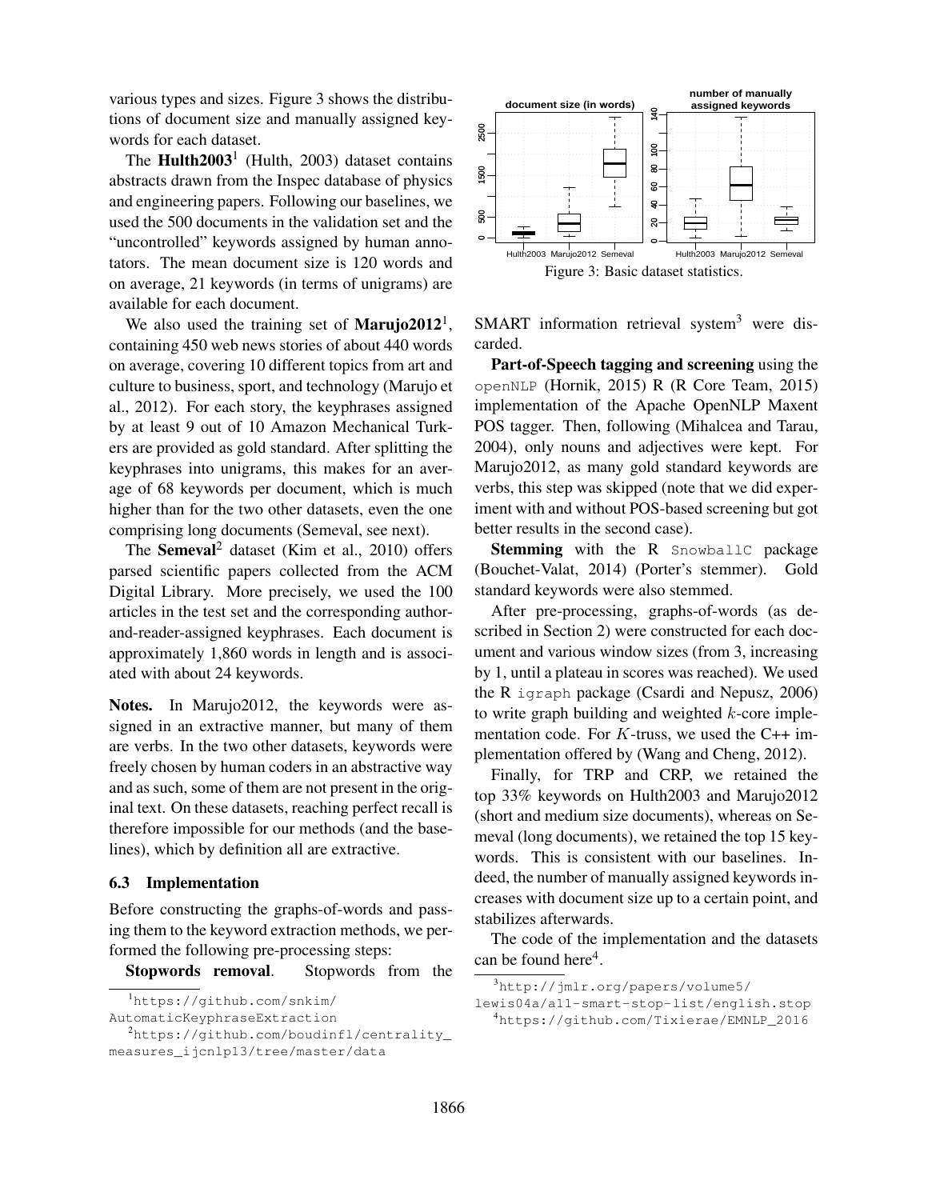various types and sizes. Figure 3 shows the distributions of document size and manually assigned keywords for each dataset.

The **Hulth2003**[1] (Hulth, 2003) dataset contains abstracts drawn from the Inspec database of physics and engineering papers. Following our baselines, we used the 500 documents in the validation set and the "uncontrolled" keywords assigned by human annotators. The mean document size is 120 words and on average, 21 keywords (in terms of unigrams) are available for each document.

We also used the training set of **Marujo2012**[1], containing 450 web news stories of about 440 words on average, covering 10 different topics from art and culture to business, sport, and technology (Marujo et al., 2012). For each story, the keyphrases assigned by at least 9 out of 10 Amazon Mechanical Turkers are provided as gold standard. After splitting the keyphrases into unigrams, this makes for an average of 68 keywords per document, which is much higher than for the two other datasets, even the one comprising long documents (Semeval, see next).

The **Semeval**[2] dataset (Kim et al., 2010) offers parsed scientific papers collected from the ACM Digital Library. More precisely, we used the 100 articles in the test set and the corresponding author-and-reader-assigned keyphrases. Each document is approximately 1,860 words in length and is associated with about 24 keywords.

**Notes.** In Marujo2012, the keywords were assigned in an extractive manner, but many of them are verbs. In the two other datasets, keywords were freely chosen by human coders in an abstractive way and as such, some of them are not present in the original text. On these datasets, reaching perfect recall is therefore impossible for our methods (and the baselines), which by definition all are extractive.

### 6.3 Implementation

Before constructing the graphs-of-words and passing them to the keyword extraction methods, we performed the following pre-processing steps:

**Stopwords removal**. Stopwords from the SMART information retrieval system[3] were discarded.

**Part-of-Speech tagging and screening** using the openNLP (Hornik, 2015) R (R Core Team, 2015) implementation of the Apache OpenNLP Maxent POS tagger. Then, following (Mihalcea and Tarau, 2004), only nouns and adjectives were kept. For Marujo2012, as many gold standard keywords are verbs, this step was skipped (note that we did experiment with and without POS-based screening but got better results in the second case).

**Stemming** with the R SnowballC package (Bouchet-Valat, 2014) (Porter's stemmer). Gold standard keywords were also stemmed.

After pre-processing, graphs-of-words (as described in Section 2) were constructed for each document and various window sizes (from 3, increasing by 1, until a plateau in scores was reached). We used the R igraph package (Csardi and Nepusz, 2006) to write graph building and weighted $k$-core implementation code. For $K$-truss, we used the C++ implementation offered by (Wang and Cheng, 2012).

Finally, for TRP and CRP, we retained the top 33% keywords on Hulth2003 and Marujo2012 (short and medium size documents), whereas on Semeval (long documents), we retained the top 15 keywords. This is consistent with our baselines. Indeed, the number of manually assigned keywords increases with document size up to a certain point, and stabilizes afterwards.

The code of the implementation and the datasets can be found here[4].

Figure 3: Basic dataset statistics.

[1] https://github.com/snkim/AutomaticKeyphraseExtraction

[2] https://github.com/boudinfl/centrality_measures_ijcnlp13/tree/master/data

[3] http://jmlr.org/papers/volume5/lewis04a/a11-smart-stop-list/english.stop

[4] https://github.com/Tixierae/EMNLP_2016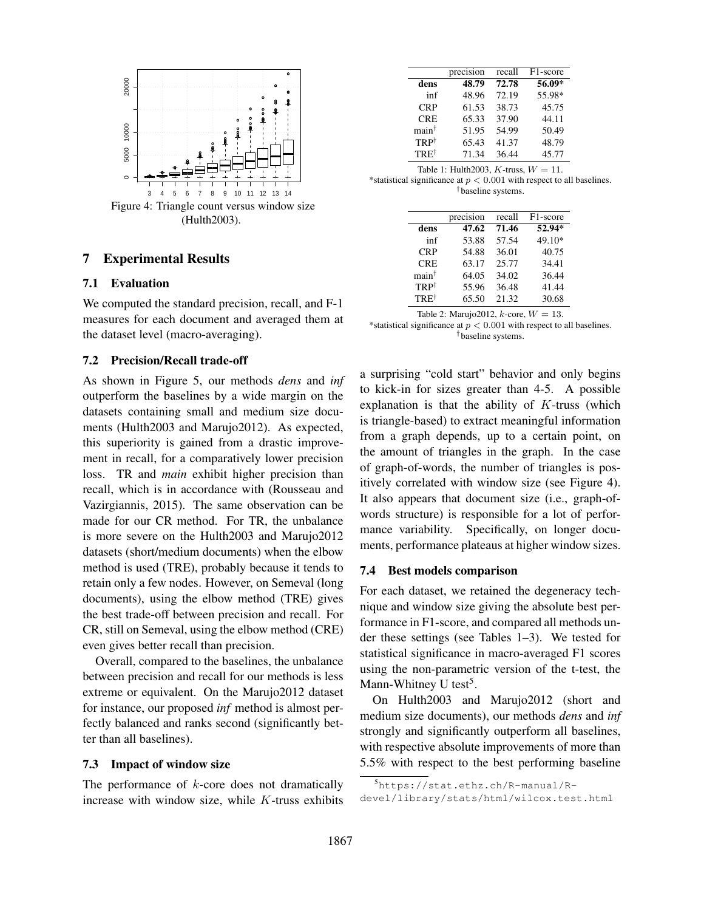Figure 4: Triangle count versus window size (Hulth2003).

## 7 Experimental Results

### 7.1 Evaluation

We computed the standard precision, recall, and F-1 measures for each document and averaged them at the dataset level (macro-averaging).

### 7.2 Precision/Recall trade-off

As shown in Figure 5, our methods *dens* and *inf* outperform the baselines by a wide margin on the datasets containing small and medium size documents (Hulth2003 and Marujo2012). As expected, this superiority is gained from a drastic improvement in recall, for a comparatively lower precision loss. TR and *main* exhibit higher precision than recall, which is in accordance with (Rousseau and Vazirgiannis, 2015). The same observation can be made for our CR method. For TR, the unbalance is more severe on the Hulth2003 and Marujo2012 datasets (short/medium documents) when the elbow method is used (TRE), probably because it tends to retain only a few nodes. However, on Semeval (long documents), using the elbow method (TRE) gives the best trade-off between precision and recall. For CR, still on Semeval, using the elbow method (CRE) even gives better recall than precision.

Overall, compared to the baselines, the unbalance between precision and recall for our methods is less extreme or equivalent. On the Marujo2012 dataset for instance, our proposed *inf* method is almost perfectly balanced and ranks second (significantly better than all baselines).

### 7.3 Impact of window size

The performance of $k$-core does not dramatically increase with window size, while $K$-truss exhibits a surprising "cold start" behavior and only begins to kick-in for sizes greater than 4-5. A possible explanation is that the ability of $K$-truss (which is triangle-based) to extract meaningful information from a graph depends, up to a certain point, on the amount of triangles in the graph. In the case of graph-of-words, the number of triangles is positively correlated with window size (see Figure 4). It also appears that document size (i.e., graph-of-words structure) is responsible for a lot of performance variability. Specifically, on longer documents, performance plateaus at higher window sizes.

|  | precision | recall | F1-score |
|---|---|---|---|
| **dens** | **48.79** | **72.78** | **56.09***|
| inf | 48.96 | 72.19 | 55.98* |
| CRP | 61.53 | 38.73 | 45.75 |
| CRE | 65.33 | 37.90 | 44.11 |
| main† | 51.95 | 54.99 | 50.49 |
| TRP† | 65.43 | 41.37 | 48.79 |
| TRE† | 71.34 | 36.44 | 45.77 |

Table 1: Hulth2003, $K$-truss, $W = 11$.
*statistical significance at $p < 0.001$ with respect to all baselines.
†baseline systems.

|  | precision | recall | F1-score |
|---|---|---|---|
| **dens** | **47.62** | **71.46** | **52.94***|
| inf | 53.88 | 57.54 | 49.10* |
| CRP | 54.88 | 36.01 | 40.75 |
| CRE | 63.17 | 25.77 | 34.41 |
| main† | 64.05 | 34.02 | 36.44 |
| TRP† | 55.96 | 36.48 | 41.44 |
| TRE† | 65.50 | 21.32 | 30.68 |

Table 2: Marujo2012, $k$-core, $W = 13$.
*statistical significance at $p < 0.001$ with respect to all baselines.
†baseline systems.

### 7.4 Best models comparison

For each dataset, we retained the degeneracy technique and window size giving the absolute best performance in F1-score, and compared all methods under these settings (see Tables 1–3). We tested for statistical significance in macro-averaged F1 scores using the non-parametric version of the t-test, the Mann-Whitney U test[5].

On Hulth2003 and Marujo2012 (short and medium size documents), our methods *dens* and *inf* strongly and significantly outperform all baselines, with respective absolute improvements of more than 5.5% with respect to the best performing baseline

[5] https://stat.ethz.ch/R-manual/R-devel/library/stats/html/wilcox.test.html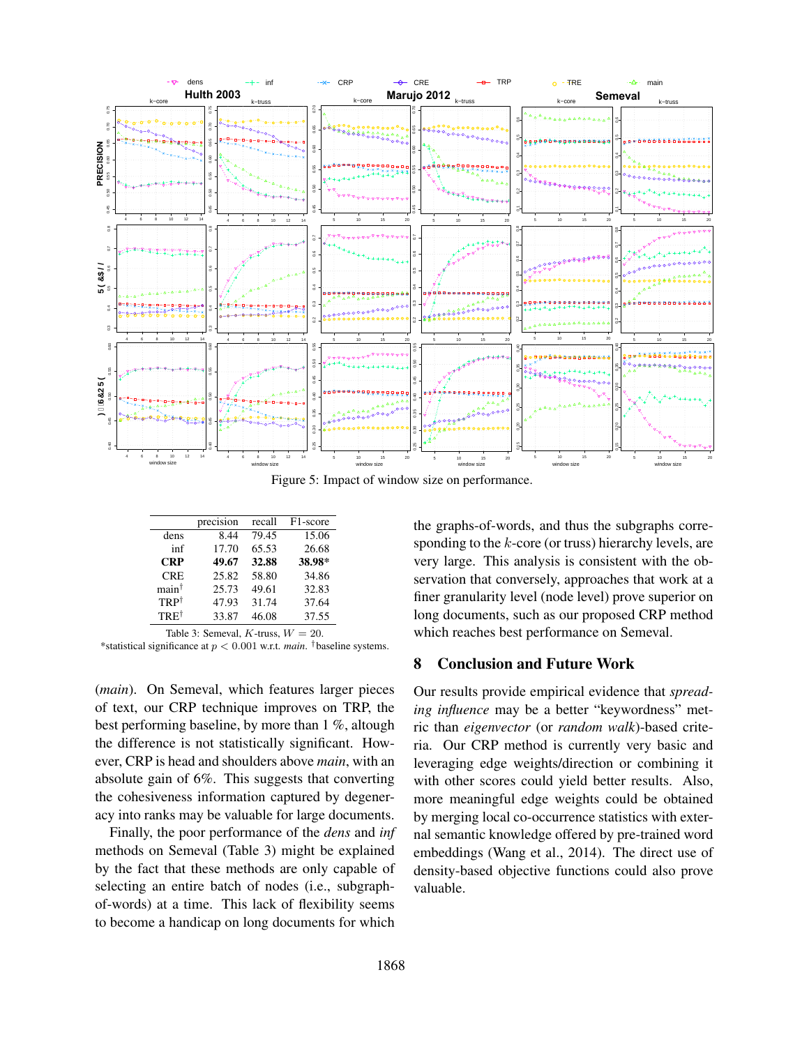Figure 5: Impact of window size on performance.

|  | precision | recall | F1-score |
|---|---|---|---|
| dens | 8.44 | 79.45 | 15.06 |
| inf | 17.70 | 65.53 | 26.68 |
| **CRP** | **49.67** | **32.88** | **38.98*** |
| CRE | 25.82 | 58.80 | 34.86 |
| main[†] | 25.73 | 49.61 | 32.83 |
| TRP[†] | 47.93 | 31.74 | 37.64 |
| TRE[†] | 33.87 | 46.08 | 37.55 |

Table 3: Semeval, $K$-truss, $W = 20$.
*statistical significance at $p < 0.001$ w.r.t. *main*. [†]baseline systems.

(*main*). On Semeval, which features larger pieces of text, our CRP technique improves on TRP, the best performing baseline, by more than 1 %, altough the difference is not statistically significant. However, CRP is head and shoulders above *main*, with an absolute gain of 6%. This suggests that converting the cohesiveness information captured by degeneracy into ranks may be valuable for large documents.

Finally, the poor performance of the *dens* and *inf* methods on Semeval (Table 3) might be explained by the fact that these methods are only capable of selecting an entire batch of nodes (i.e., subgraph-of-words) at a time. This lack of flexibility seems to become a handicap on long documents for which the graphs-of-words, and thus the subgraphs corresponding to the $k$-core (or truss) hierarchy levels, are very large. This analysis is consistent with the observation that conversely, approaches that work at a finer granularity level (node level) prove superior on long documents, such as our proposed CRP method which reaches best performance on Semeval.

## 8 Conclusion and Future Work

Our results provide empirical evidence that *spreading influence* may be a better "keywordness" metric than *eigenvector* (or *random walk*)-based criteria. Our CRP method is currently very basic and leveraging edge weights/direction or combining it with other scores could yield better results. Also, more meaningful edge weights could be obtained by merging local co-occurrence statistics with external semantic knowledge offered by pre-trained word embeddings (Wang et al., 2014). The direct use of density-based objective functions could also prove valuable.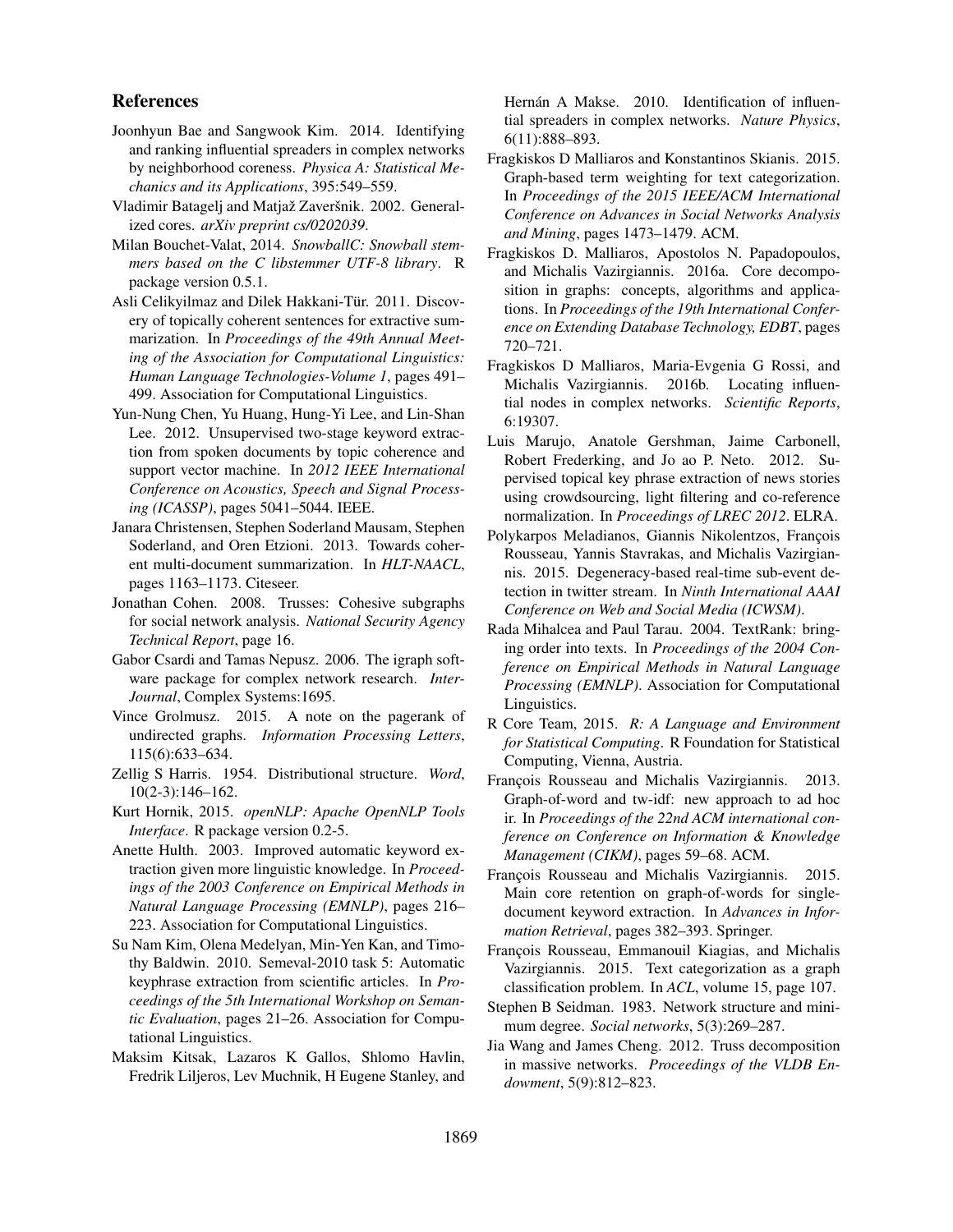## References

Joonhyun Bae and Sangwook Kim. 2014. Identifying and ranking influential spreaders in complex networks by neighborhood coreness. *Physica A: Statistical Mechanics and its Applications*, 395:549–559.

Vladimir Batagelj and Matjaž Zaveršnik. 2002. Generalized cores. *arXiv preprint cs/0202039*.

Milan Bouchet-Valat, 2014. *SnowballC: Snowball stemmers based on the C libstemmer UTF-8 library*. R package version 0.5.1.

Asli Celikyilmaz and Dilek Hakkani-Tür. 2011. Discovery of topically coherent sentences for extractive summarization. In *Proceedings of the 49th Annual Meeting of the Association for Computational Linguistics: Human Language Technologies-Volume 1*, pages 491–499. Association for Computational Linguistics.

Yun-Nung Chen, Yu Huang, Hung-Yi Lee, and Lin-Shan Lee. 2012. Unsupervised two-stage keyword extraction from spoken documents by topic coherence and support vector machine. In *2012 IEEE International Conference on Acoustics, Speech and Signal Processing (ICASSP)*, pages 5041–5044. IEEE.

Janara Christensen, Stephen Soderland Mausam, Stephen Soderland, and Oren Etzioni. 2013. Towards coherent multi-document summarization. In *HLT-NAACL*, pages 1163–1173. Citeseer.

Jonathan Cohen. 2008. Trusses: Cohesive subgraphs for social network analysis. *National Security Agency Technical Report*, page 16.

Gabor Csardi and Tamas Nepusz. 2006. The igraph software package for complex network research. *InterJournal*, Complex Systems:1695.

Vince Grolmusz. 2015. A note on the pagerank of undirected graphs. *Information Processing Letters*, 115(6):633–634.

Zellig S Harris. 1954. Distributional structure. *Word*, 10(2-3):146–162.

Kurt Hornik, 2015. *openNLP: Apache OpenNLP Tools Interface*. R package version 0.2-5.

Anette Hulth. 2003. Improved automatic keyword extraction given more linguistic knowledge. In *Proceedings of the 2003 Conference on Empirical Methods in Natural Language Processing (EMNLP)*, pages 216–223. Association for Computational Linguistics.

Su Nam Kim, Olena Medelyan, Min-Yen Kan, and Timothy Baldwin. 2010. Semeval-2010 task 5: Automatic keyphrase extraction from scientific articles. In *Proceedings of the 5th International Workshop on Semantic Evaluation*, pages 21–26. Association for Computational Linguistics.

Maksim Kitsak, Lazaros K Gallos, Shlomo Havlin, Fredrik Liljeros, Lev Muchnik, H Eugene Stanley, and Hernán A Makse. 2010. Identification of influential spreaders in complex networks. *Nature Physics*, 6(11):888–893.

Fragkiskos D Malliaros and Konstantinos Skianis. 2015. Graph-based term weighting for text categorization. In *Proceedings of the 2015 IEEE/ACM International Conference on Advances in Social Networks Analysis and Mining*, pages 1473–1479. ACM.

Fragkiskos D. Malliaros, Apostolos N. Papadopoulos, and Michalis Vazirgiannis. 2016a. Core decomposition in graphs: concepts, algorithms and applications. In *Proceedings of the 19th International Conference on Extending Database Technology, EDBT*, pages 720–721.

Fragkiskos D Malliaros, Maria-Evgenia G Rossi, and Michalis Vazirgiannis. 2016b. Locating influential nodes in complex networks. *Scientific Reports*, 6:19307.

Luis Marujo, Anatole Gershman, Jaime Carbonell, Robert Frederking, and Jo ao P. Neto. 2012. Supervised topical key phrase extraction of news stories using crowdsourcing, light filtering and co-reference normalization. In *Proceedings of LREC 2012*. ELRA.

Polykarpos Meladianos, Giannis Nikolentzos, François Rousseau, Yannis Stavrakas, and Michalis Vazirgiannis. 2015. Degeneracy-based real-time sub-event detection in twitter stream. In *Ninth International AAAI Conference on Web and Social Media (ICWSM)*.

Rada Mihalcea and Paul Tarau. 2004. TextRank: bringing order into texts. In *Proceedings of the 2004 Conference on Empirical Methods in Natural Language Processing (EMNLP)*. Association for Computational Linguistics.

R Core Team, 2015. *R: A Language and Environment for Statistical Computing*. R Foundation for Statistical Computing, Vienna, Austria.

François Rousseau and Michalis Vazirgiannis. 2013. Graph-of-word and tw-idf: new approach to ad hoc ir. In *Proceedings of the 22nd ACM international conference on Conference on Information & Knowledge Management (CIKM)*, pages 59–68. ACM.

François Rousseau and Michalis Vazirgiannis. 2015. Main core retention on graph-of-words for single-document keyword extraction. In *Advances in Information Retrieval*, pages 382–393. Springer.

François Rousseau, Emmanouil Kiagias, and Michalis Vazirgiannis. 2015. Text categorization as a graph classification problem. In *ACL*, volume 15, page 107.

Stephen B Seidman. 1983. Network structure and minimum degree. *Social networks*, 5(3):269–287.

Jia Wang and James Cheng. 2012. Truss decomposition in massive networks. *Proceedings of the VLDB Endowment*, 5(9):812–823.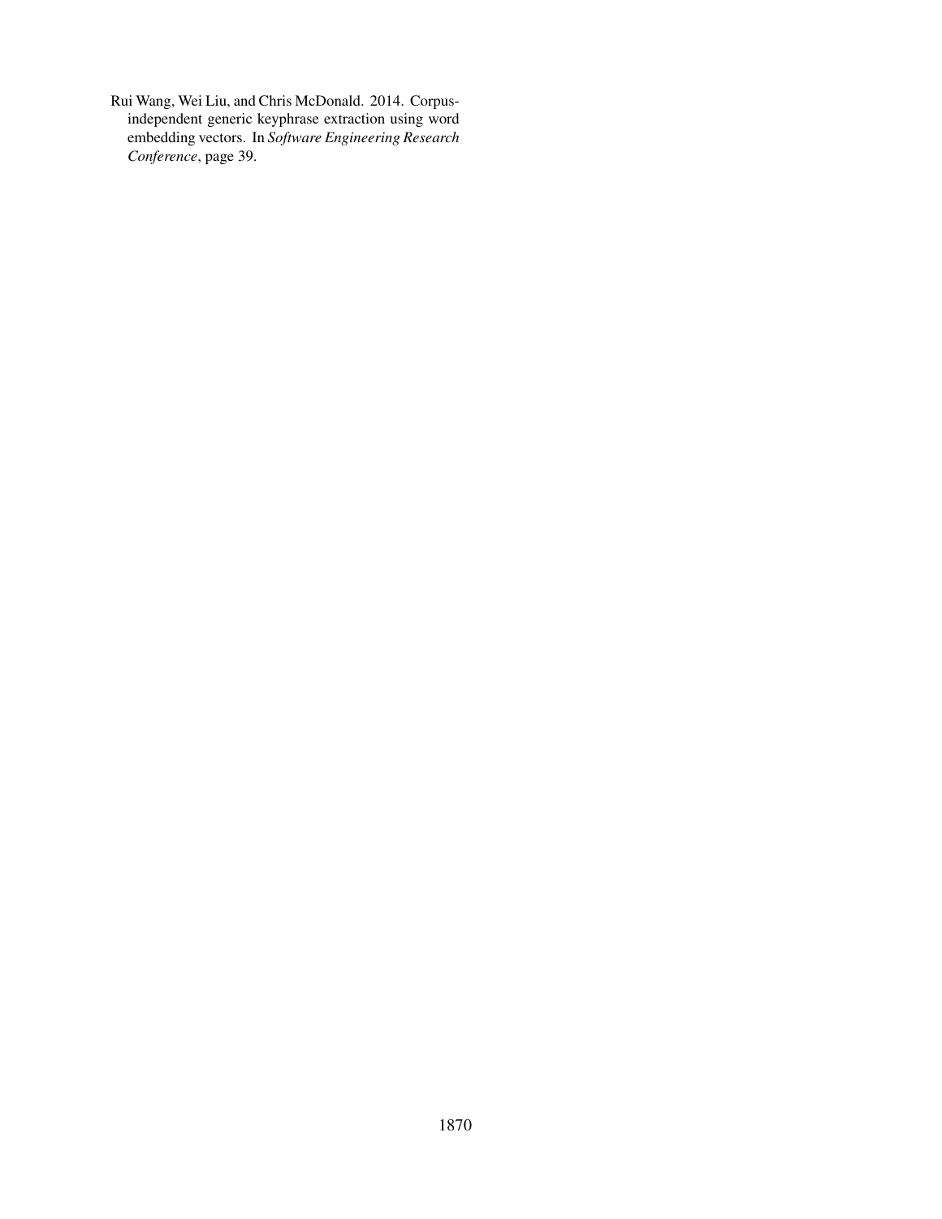Rui Wang, Wei Liu, and Chris McDonald. 2014. Corpus-independent generic keyphrase extraction using word embedding vectors. In *Software Engineering Research Conference*, page 39.